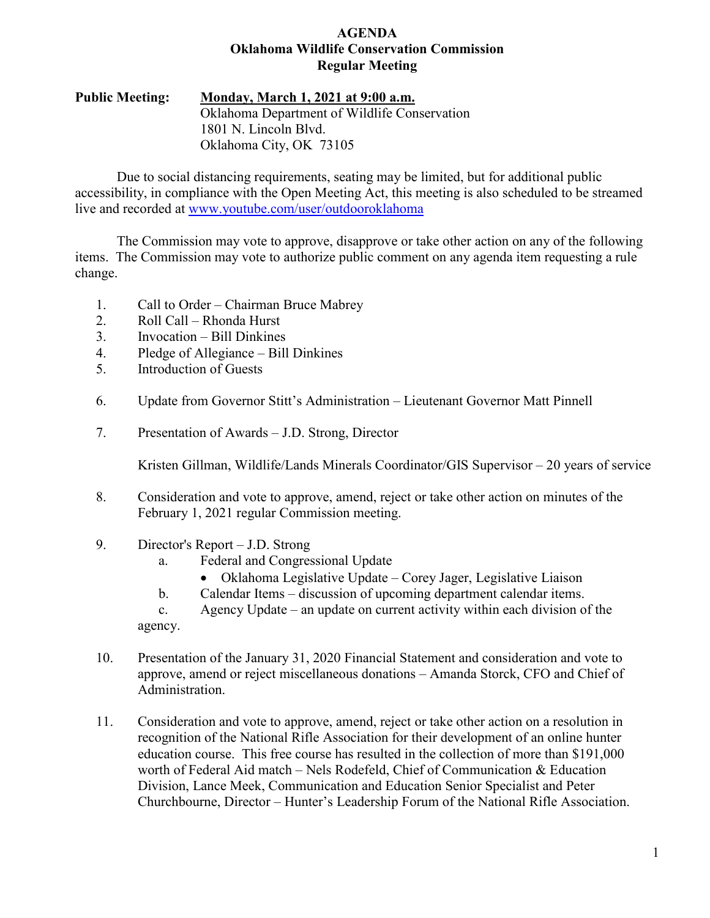# AGENDA
## Oklahoma Wildlife Conservation Commission
## Regular Meeting

**Public Meeting:** **Monday, March 1, 2021 at 9:00 a.m.**
Oklahoma Department of Wildlife Conservation
1801 N. Lincoln Blvd.
Oklahoma City, OK 73105

Due to social distancing requirements, seating may be limited, but for additional public accessibility, in compliance with the Open Meeting Act, this meeting is also scheduled to be streamed live and recorded at www.youtube.com/user/outdooroklahoma

The Commission may vote to approve, disapprove or take other action on any of the following items. The Commission may vote to authorize public comment on any agenda item requesting a rule change.

1. Call to Order – Chairman Bruce Mabrey
2. Roll Call – Rhonda Hurst
3. Invocation – Bill Dinkines
4. Pledge of Allegiance – Bill Dinkines
5. Introduction of Guests

6. Update from Governor Stitt's Administration – Lieutenant Governor Matt Pinnell

7. Presentation of Awards – J.D. Strong, Director

   Kristen Gillman, Wildlife/Lands Minerals Coordinator/GIS Supervisor – 20 years of service

8. Consideration and vote to approve, amend, reject or take other action on minutes of the February 1, 2021 regular Commission meeting.

9. Director's Report – J.D. Strong
   a. Federal and Congressional Update
      - Oklahoma Legislative Update – Corey Jager, Legislative Liaison
   b. Calendar Items – discussion of upcoming department calendar items.
   c. Agency Update – an update on current activity within each division of the agency.

10. Presentation of the January 31, 2020 Financial Statement and consideration and vote to approve, amend or reject miscellaneous donations – Amanda Storck, CFO and Chief of Administration.

11. Consideration and vote to approve, amend, reject or take other action on a resolution in recognition of the National Rifle Association for their development of an online hunter education course. This free course has resulted in the collection of more than $191,000 worth of Federal Aid match – Nels Rodefeld, Chief of Communication & Education Division, Lance Meek, Communication and Education Senior Specialist and Peter Churchbourne, Director – Hunter's Leadership Forum of the National Rifle Association.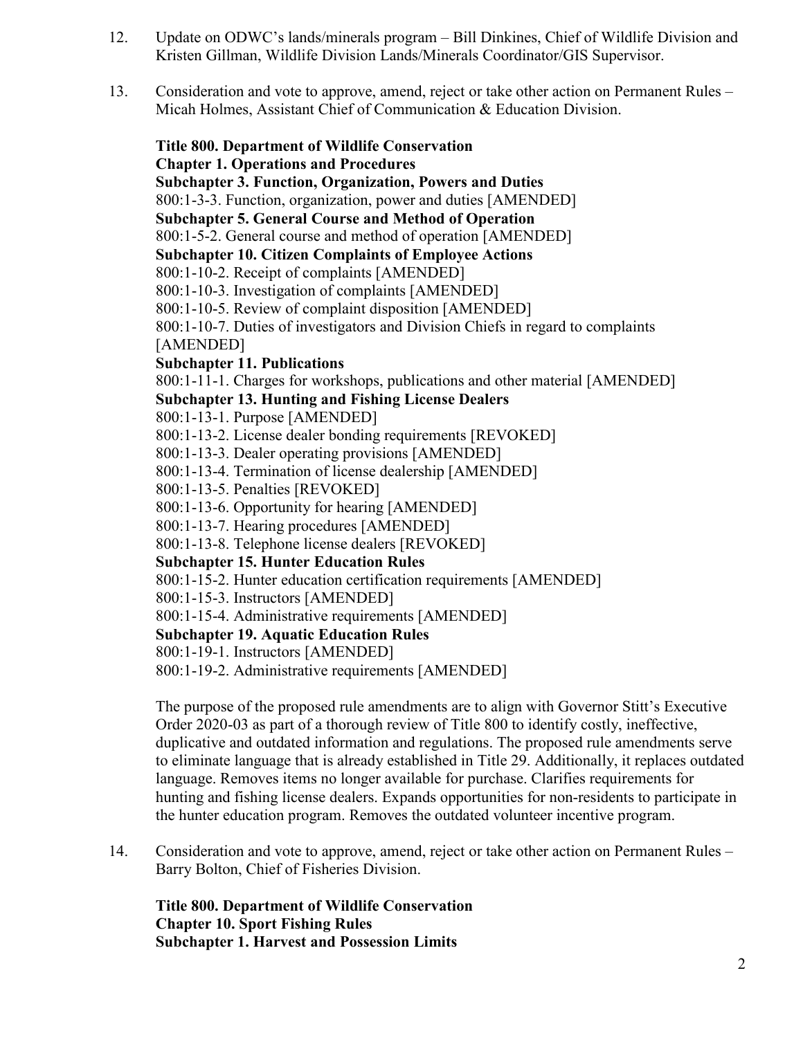12. Update on ODWC's lands/minerals program – Bill Dinkines, Chief of Wildlife Division and Kristen Gillman, Wildlife Division Lands/Minerals Coordinator/GIS Supervisor.

13. Consideration and vote to approve, amend, reject or take other action on Permanent Rules – Micah Holmes, Assistant Chief of Communication & Education Division.

    **Title 800. Department of Wildlife Conservation**
    **Chapter 1. Operations and Procedures**
    **Subchapter 3. Function, Organization, Powers and Duties**
    800:1-3-3. Function, organization, power and duties [AMENDED]
    **Subchapter 5. General Course and Method of Operation**
    800:1-5-2. General course and method of operation [AMENDED]
    **Subchapter 10. Citizen Complaints of Employee Actions**
    800:1-10-2. Receipt of complaints [AMENDED]
    800:1-10-3. Investigation of complaints [AMENDED]
    800:1-10-5. Review of complaint disposition [AMENDED]
    800:1-10-7. Duties of investigators and Division Chiefs in regard to complaints [AMENDED]
    **Subchapter 11. Publications**
    800:1-11-1. Charges for workshops, publications and other material [AMENDED]
    **Subchapter 13. Hunting and Fishing License Dealers**
    800:1-13-1. Purpose [AMENDED]
    800:1-13-2. License dealer bonding requirements [REVOKED]
    800:1-13-3. Dealer operating provisions [AMENDED]
    800:1-13-4. Termination of license dealership [AMENDED]
    800:1-13-5. Penalties [REVOKED]
    800:1-13-6. Opportunity for hearing [AMENDED]
    800:1-13-7. Hearing procedures [AMENDED]
    800:1-13-8. Telephone license dealers [REVOKED]
    **Subchapter 15. Hunter Education Rules**
    800:1-15-2. Hunter education certification requirements [AMENDED]
    800:1-15-3. Instructors [AMENDED]
    800:1-15-4. Administrative requirements [AMENDED]
    **Subchapter 19. Aquatic Education Rules**
    800:1-19-1. Instructors [AMENDED]
    800:1-19-2. Administrative requirements [AMENDED]

    The purpose of the proposed rule amendments are to align with Governor Stitt's Executive Order 2020-03 as part of a thorough review of Title 800 to identify costly, ineffective, duplicative and outdated information and regulations. The proposed rule amendments serve to eliminate language that is already established in Title 29. Additionally, it replaces outdated language. Removes items no longer available for purchase. Clarifies requirements for hunting and fishing license dealers. Expands opportunities for non-residents to participate in the hunter education program. Removes the outdated volunteer incentive program.

14. Consideration and vote to approve, amend, reject or take other action on Permanent Rules – Barry Bolton, Chief of Fisheries Division.

    **Title 800. Department of Wildlife Conservation**
    **Chapter 10. Sport Fishing Rules**
    **Subchapter 1. Harvest and Possession Limits**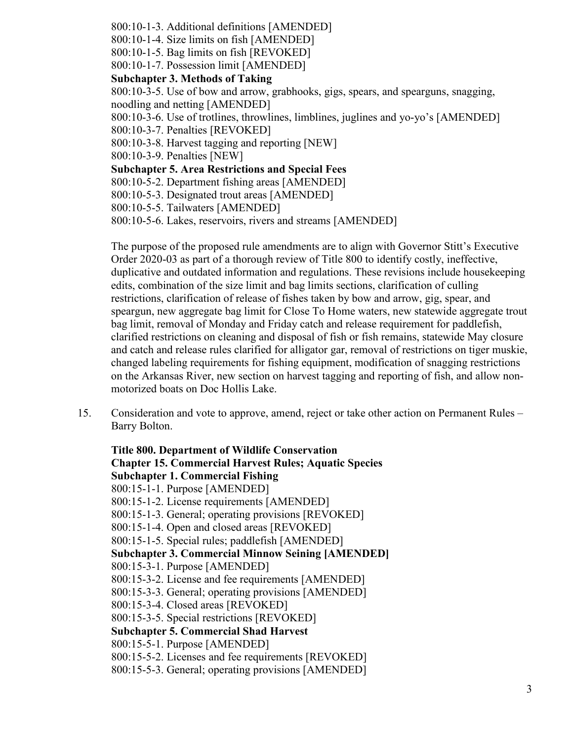800:10-1-3. Additional definitions [AMENDED]
800:10-1-4. Size limits on fish [AMENDED]
800:10-1-5. Bag limits on fish [REVOKED]
800:10-1-7. Possession limit [AMENDED]

**Subchapter 3. Methods of Taking**

800:10-3-5. Use of bow and arrow, grabhooks, gigs, spears, and spearguns, snagging, noodling and netting [AMENDED]
800:10-3-6. Use of trotlines, throwlines, limblines, juglines and yo-yo's [AMENDED]
800:10-3-7. Penalties [REVOKED]
800:10-3-8. Harvest tagging and reporting [NEW]
800:10-3-9. Penalties [NEW]

**Subchapter 5. Area Restrictions and Special Fees**

800:10-5-2. Department fishing areas [AMENDED]
800:10-5-3. Designated trout areas [AMENDED]
800:10-5-5. Tailwaters [AMENDED]
800:10-5-6. Lakes, reservoirs, rivers and streams [AMENDED]

The purpose of the proposed rule amendments are to align with Governor Stitt's Executive Order 2020-03 as part of a thorough review of Title 800 to identify costly, ineffective, duplicative and outdated information and regulations. These revisions include housekeeping edits, combination of the size limit and bag limits sections, clarification of culling restrictions, clarification of release of fishes taken by bow and arrow, gig, spear, and speargun, new aggregate bag limit for Close To Home waters, new statewide aggregate trout bag limit, removal of Monday and Friday catch and release requirement for paddlefish, clarified restrictions on cleaning and disposal of fish or fish remains, statewide May closure and catch and release rules clarified for alligator gar, removal of restrictions on tiger muskie, changed labeling requirements for fishing equipment, modification of snagging restrictions on the Arkansas River, new section on harvest tagging and reporting of fish, and allow non-motorized boats on Doc Hollis Lake.

15. Consideration and vote to approve, amend, reject or take other action on Permanent Rules – Barry Bolton.

**Title 800. Department of Wildlife Conservation**
**Chapter 15. Commercial Harvest Rules; Aquatic Species**
**Subchapter 1. Commercial Fishing**

800:15-1-1. Purpose [AMENDED]
800:15-1-2. License requirements [AMENDED]
800:15-1-3. General; operating provisions [REVOKED]
800:15-1-4. Open and closed areas [REVOKED]
800:15-1-5. Special rules; paddlefish [AMENDED]

**Subchapter 3. Commercial Minnow Seining [AMENDED]**

800:15-3-1. Purpose [AMENDED]
800:15-3-2. License and fee requirements [AMENDED]
800:15-3-3. General; operating provisions [AMENDED]
800:15-3-4. Closed areas [REVOKED]
800:15-3-5. Special restrictions [REVOKED]

**Subchapter 5. Commercial Shad Harvest**

800:15-5-1. Purpose [AMENDED]
800:15-5-2. Licenses and fee requirements [REVOKED]
800:15-5-3. General; operating provisions [AMENDED]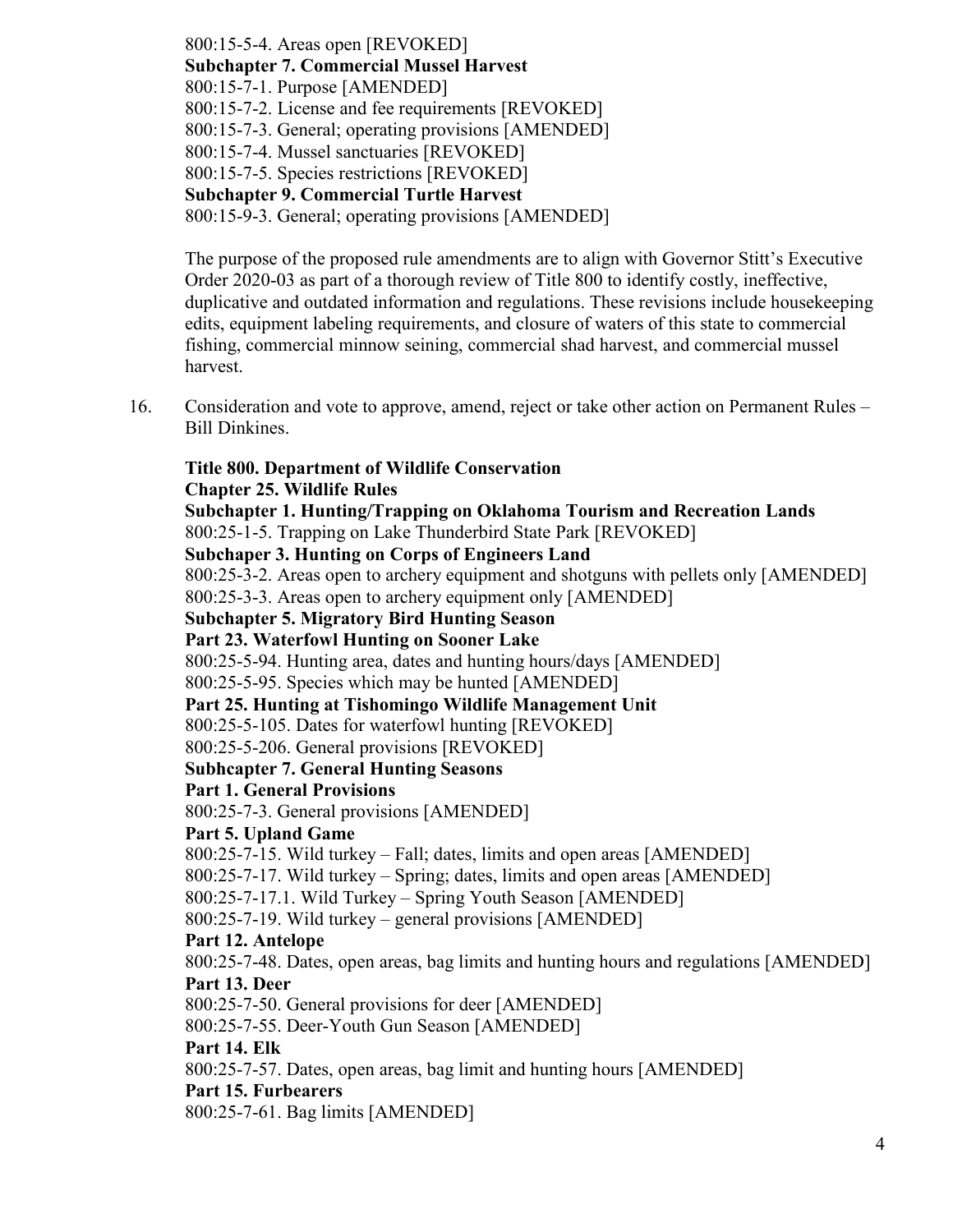800:15-5-4. Areas open [REVOKED]

**Subchapter 7. Commercial Mussel Harvest**

800:15-7-1. Purpose [AMENDED]

800:15-7-2. License and fee requirements [REVOKED]

800:15-7-3. General; operating provisions [AMENDED]

800:15-7-4. Mussel sanctuaries [REVOKED]

800:15-7-5. Species restrictions [REVOKED]

**Subchapter 9. Commercial Turtle Harvest**

800:15-9-3. General; operating provisions [AMENDED]

The purpose of the proposed rule amendments are to align with Governor Stitt's Executive Order 2020-03 as part of a thorough review of Title 800 to identify costly, ineffective, duplicative and outdated information and regulations. These revisions include housekeeping edits, equipment labeling requirements, and closure of waters of this state to commercial fishing, commercial minnow seining, commercial shad harvest, and commercial mussel harvest.

16. Consideration and vote to approve, amend, reject or take other action on Permanent Rules – Bill Dinkines.

**Title 800. Department of Wildlife Conservation**

**Chapter 25. Wildlife Rules**

**Subchapter 1. Hunting/Trapping on Oklahoma Tourism and Recreation Lands**

800:25-1-5. Trapping on Lake Thunderbird State Park [REVOKED]

**Subchaper 3. Hunting on Corps of Engineers Land**

800:25-3-2. Areas open to archery equipment and shotguns with pellets only [AMENDED]

800:25-3-3. Areas open to archery equipment only [AMENDED]

**Subchapter 5. Migratory Bird Hunting Season**

**Part 23. Waterfowl Hunting on Sooner Lake**

800:25-5-94. Hunting area, dates and hunting hours/days [AMENDED]

800:25-5-95. Species which may be hunted [AMENDED]

**Part 25. Hunting at Tishomingo Wildlife Management Unit**

800:25-5-105. Dates for waterfowl hunting [REVOKED]

800:25-5-206. General provisions [REVOKED]

**Subhcapter 7. General Hunting Seasons**

**Part 1. General Provisions**

800:25-7-3. General provisions [AMENDED]

**Part 5. Upland Game**

800:25-7-15. Wild turkey – Fall; dates, limits and open areas [AMENDED]

800:25-7-17. Wild turkey – Spring; dates, limits and open areas [AMENDED]

800:25-7-17.1. Wild Turkey – Spring Youth Season [AMENDED]

800:25-7-19. Wild turkey – general provisions [AMENDED]

**Part 12. Antelope**

800:25-7-48. Dates, open areas, bag limits and hunting hours and regulations [AMENDED]

**Part 13. Deer**

800:25-7-50. General provisions for deer [AMENDED]

800:25-7-55. Deer-Youth Gun Season [AMENDED]

**Part 14. Elk**

800:25-7-57. Dates, open areas, bag limit and hunting hours [AMENDED]

**Part 15. Furbearers**

800:25-7-61. Bag limits [AMENDED]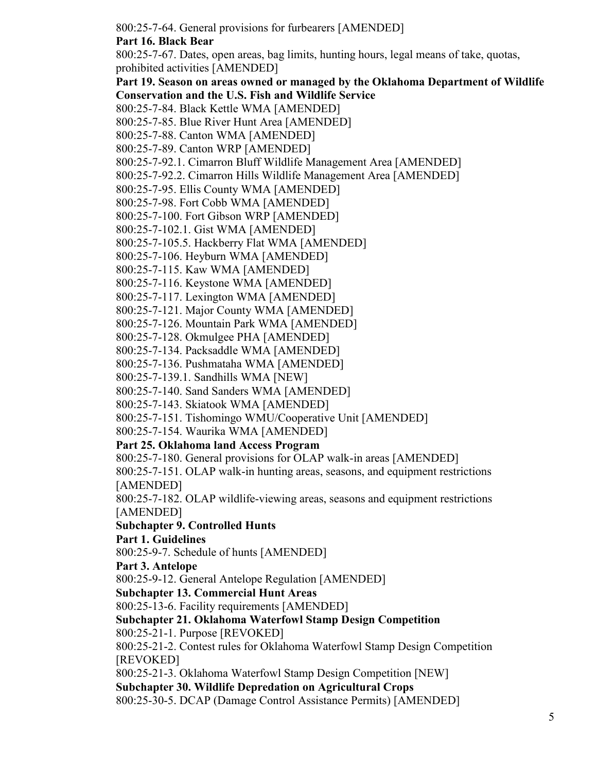800:25-7-64. General provisions for furbearers [AMENDED]

**Part 16. Black Bear**

800:25-7-67. Dates, open areas, bag limits, hunting hours, legal means of take, quotas, prohibited activities [AMENDED]

**Part 19. Season on areas owned or managed by the Oklahoma Department of Wildlife Conservation and the U.S. Fish and Wildlife Service**

800:25-7-84. Black Kettle WMA [AMENDED]
800:25-7-85. Blue River Hunt Area [AMENDED]
800:25-7-88. Canton WMA [AMENDED]
800:25-7-89. Canton WRP [AMENDED]
800:25-7-92.1. Cimarron Bluff Wildlife Management Area [AMENDED]
800:25-7-92.2. Cimarron Hills Wildlife Management Area [AMENDED]
800:25-7-95. Ellis County WMA [AMENDED]
800:25-7-98. Fort Cobb WMA [AMENDED]
800:25-7-100. Fort Gibson WRP [AMENDED]
800:25-7-102.1. Gist WMA [AMENDED]
800:25-7-105.5. Hackberry Flat WMA [AMENDED]
800:25-7-106. Heyburn WMA [AMENDED]
800:25-7-115. Kaw WMA [AMENDED]
800:25-7-116. Keystone WMA [AMENDED]
800:25-7-117. Lexington WMA [AMENDED]
800:25-7-121. Major County WMA [AMENDED]
800:25-7-126. Mountain Park WMA [AMENDED]
800:25-7-128. Okmulgee PHA [AMENDED]
800:25-7-134. Packsaddle WMA [AMENDED]
800:25-7-136. Pushmataha WMA [AMENDED]
800:25-7-139.1. Sandhills WMA [NEW]
800:25-7-140. Sand Sanders WMA [AMENDED]
800:25-7-143. Skiatook WMA [AMENDED]
800:25-7-151. Tishomingo WMU/Cooperative Unit [AMENDED]
800:25-7-154. Waurika WMA [AMENDED]

**Part 25. Oklahoma land Access Program**

800:25-7-180. General provisions for OLAP walk-in areas [AMENDED]
800:25-7-151. OLAP walk-in hunting areas, seasons, and equipment restrictions [AMENDED]
800:25-7-182. OLAP wildlife-viewing areas, seasons and equipment restrictions [AMENDED]

**Subchapter 9. Controlled Hunts**

**Part 1. Guidelines**

800:25-9-7. Schedule of hunts [AMENDED]

**Part 3. Antelope**

800:25-9-12. General Antelope Regulation [AMENDED]

**Subchapter 13. Commercial Hunt Areas**

800:25-13-6. Facility requirements [AMENDED]

**Subchapter 21. Oklahoma Waterfowl Stamp Design Competition**

800:25-21-1. Purpose [REVOKED]
800:25-21-2. Contest rules for Oklahoma Waterfowl Stamp Design Competition [REVOKED]
800:25-21-3. Oklahoma Waterfowl Stamp Design Competition [NEW]

**Subchapter 30. Wildlife Depredation on Agricultural Crops**

800:25-30-5. DCAP (Damage Control Assistance Permits) [AMENDED]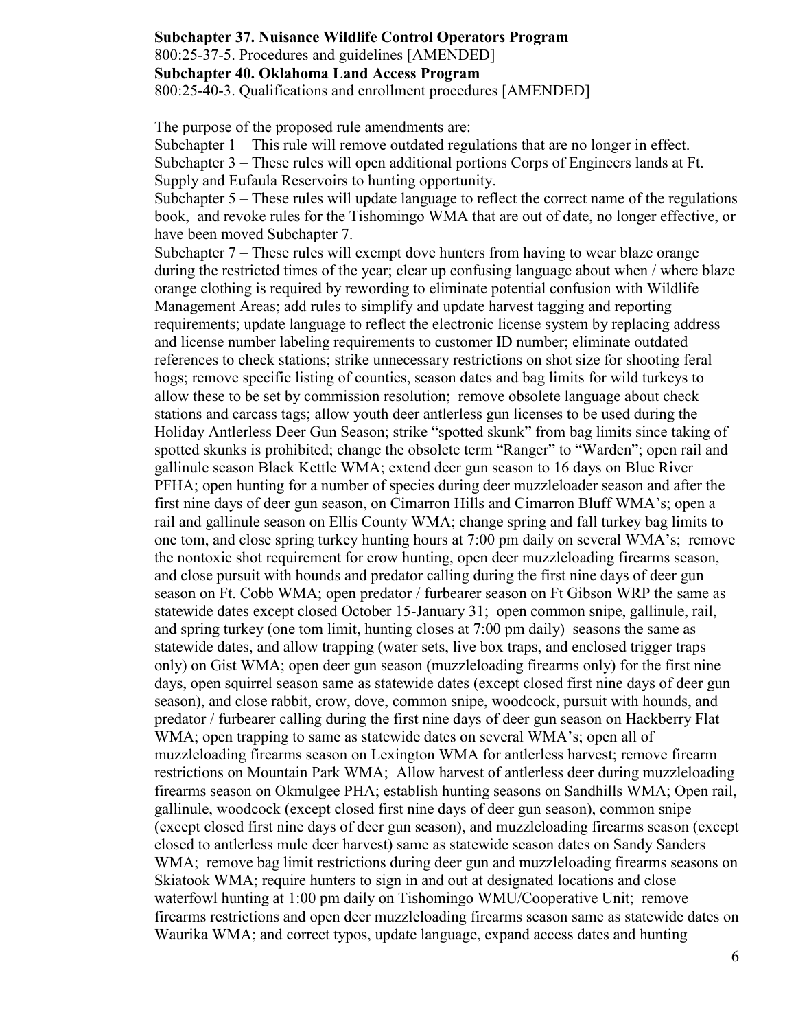**Subchapter 37. Nuisance Wildlife Control Operators Program**
800:25-37-5. Procedures and guidelines [AMENDED]
**Subchapter 40. Oklahoma Land Access Program**
800:25-40-3. Qualifications and enrollment procedures [AMENDED]

The purpose of the proposed rule amendments are:
Subchapter 1 – This rule will remove outdated regulations that are no longer in effect.
Subchapter 3 – These rules will open additional portions Corps of Engineers lands at Ft. Supply and Eufaula Reservoirs to hunting opportunity.
Subchapter 5 – These rules will update language to reflect the correct name of the regulations book, and revoke rules for the Tishomingo WMA that are out of date, no longer effective, or have been moved Subchapter 7.
Subchapter 7 – These rules will exempt dove hunters from having to wear blaze orange during the restricted times of the year; clear up confusing language about when / where blaze orange clothing is required by rewording to eliminate potential confusion with Wildlife Management Areas; add rules to simplify and update harvest tagging and reporting requirements; update language to reflect the electronic license system by replacing address and license number labeling requirements to customer ID number; eliminate outdated references to check stations; strike unnecessary restrictions on shot size for shooting feral hogs; remove specific listing of counties, season dates and bag limits for wild turkeys to allow these to be set by commission resolution; remove obsolete language about check stations and carcass tags; allow youth deer antlerless gun licenses to be used during the Holiday Antlerless Deer Gun Season; strike "spotted skunk" from bag limits since taking of spotted skunks is prohibited; change the obsolete term "Ranger" to "Warden"; open rail and gallinule season Black Kettle WMA; extend deer gun season to 16 days on Blue River PFHA; open hunting for a number of species during deer muzzleloader season and after the first nine days of deer gun season, on Cimarron Hills and Cimarron Bluff WMA's; open a rail and gallinule season on Ellis County WMA; change spring and fall turkey bag limits to one tom, and close spring turkey hunting hours at 7:00 pm daily on several WMA's; remove the nontoxic shot requirement for crow hunting, open deer muzzleloading firearms season, and close pursuit with hounds and predator calling during the first nine days of deer gun season on Ft. Cobb WMA; open predator / furbearer season on Ft Gibson WRP the same as statewide dates except closed October 15-January 31; open common snipe, gallinule, rail, and spring turkey (one tom limit, hunting closes at 7:00 pm daily) seasons the same as statewide dates, and allow trapping (water sets, live box traps, and enclosed trigger traps only) on Gist WMA; open deer gun season (muzzleloading firearms only) for the first nine days, open squirrel season same as statewide dates (except closed first nine days of deer gun season), and close rabbit, crow, dove, common snipe, woodcock, pursuit with hounds, and predator / furbearer calling during the first nine days of deer gun season on Hackberry Flat WMA; open trapping to same as statewide dates on several WMA's; open all of muzzleloading firearms season on Lexington WMA for antlerless harvest; remove firearm restrictions on Mountain Park WMA; Allow harvest of antlerless deer during muzzleloading firearms season on Okmulgee PHA; establish hunting seasons on Sandhills WMA; Open rail, gallinule, woodcock (except closed first nine days of deer gun season), common snipe (except closed first nine days of deer gun season), and muzzleloading firearms season (except closed to antlerless mule deer harvest) same as statewide season dates on Sandy Sanders WMA; remove bag limit restrictions during deer gun and muzzleloading firearms seasons on Skiatook WMA; require hunters to sign in and out at designated locations and close waterfowl hunting at 1:00 pm daily on Tishomingo WMU/Cooperative Unit; remove firearms restrictions and open deer muzzleloading firearms season same as statewide dates on Waurika WMA; and correct typos, update language, expand access dates and hunting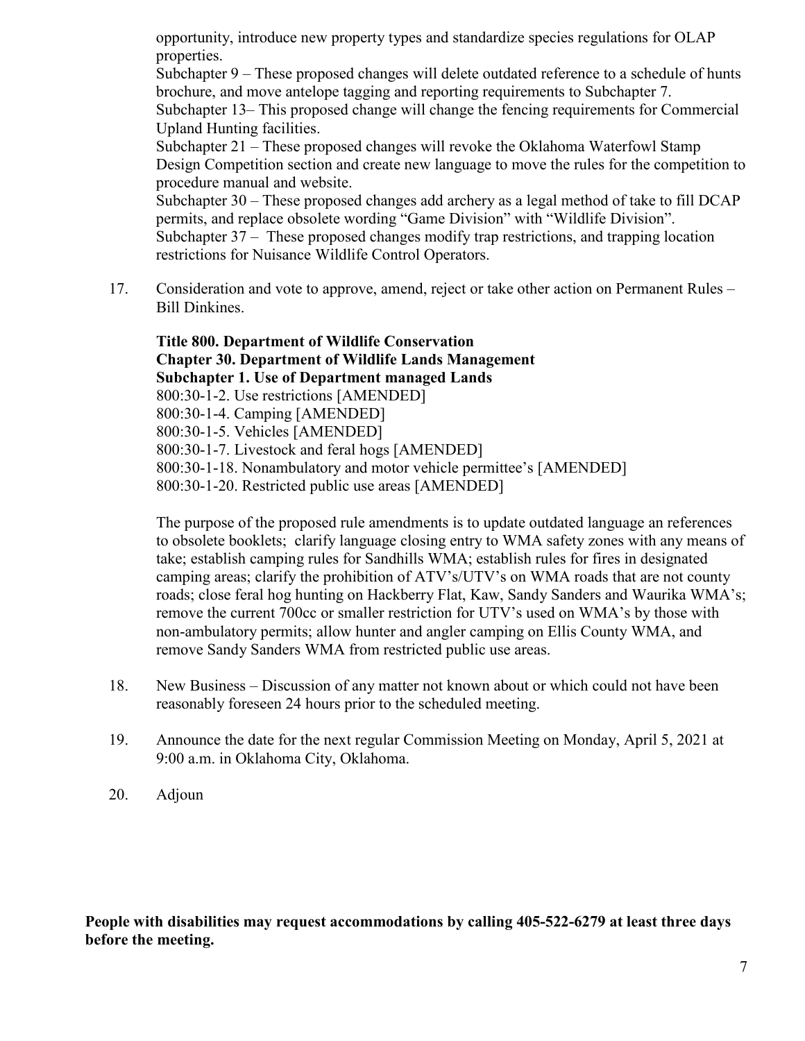opportunity, introduce new property types and standardize species regulations for OLAP properties.

Subchapter 9 – These proposed changes will delete outdated reference to a schedule of hunts brochure, and move antelope tagging and reporting requirements to Subchapter 7.

Subchapter 13– This proposed change will change the fencing requirements for Commercial Upland Hunting facilities.

Subchapter 21 – These proposed changes will revoke the Oklahoma Waterfowl Stamp Design Competition section and create new language to move the rules for the competition to procedure manual and website.

Subchapter 30 – These proposed changes add archery as a legal method of take to fill DCAP permits, and replace obsolete wording “Game Division” with “Wildlife Division”.

Subchapter 37 – These proposed changes modify trap restrictions, and trapping location restrictions for Nuisance Wildlife Control Operators.

17. Consideration and vote to approve, amend, reject or take other action on Permanent Rules – Bill Dinkines.

    **Title 800. Department of Wildlife Conservation**
    **Chapter 30. Department of Wildlife Lands Management**
    **Subchapter 1. Use of Department managed Lands**
    800:30-1-2. Use restrictions [AMENDED]
    800:30-1-4. Camping [AMENDED]
    800:30-1-5. Vehicles [AMENDED]
    800:30-1-7. Livestock and feral hogs [AMENDED]
    800:30-1-18. Nonambulatory and motor vehicle permittee’s [AMENDED]
    800:30-1-20. Restricted public use areas [AMENDED]

    The purpose of the proposed rule amendments is to update outdated language an references to obsolete booklets; clarify language closing entry to WMA safety zones with any means of take; establish camping rules for Sandhills WMA; establish rules for fires in designated camping areas; clarify the prohibition of ATV’s/UTV’s on WMA roads that are not county roads; close feral hog hunting on Hackberry Flat, Kaw, Sandy Sanders and Waurika WMA’s; remove the current 700cc or smaller restriction for UTV’s used on WMA’s by those with non-ambulatory permits; allow hunter and angler camping on Ellis County WMA, and remove Sandy Sanders WMA from restricted public use areas.

18. New Business – Discussion of any matter not known about or which could not have been reasonably foreseen 24 hours prior to the scheduled meeting.

19. Announce the date for the next regular Commission Meeting on Monday, April 5, 2021 at 9:00 a.m. in Oklahoma City, Oklahoma.

20. Adjoun

**People with disabilities may request accommodations by calling 405-522-6279 at least three days before the meeting.**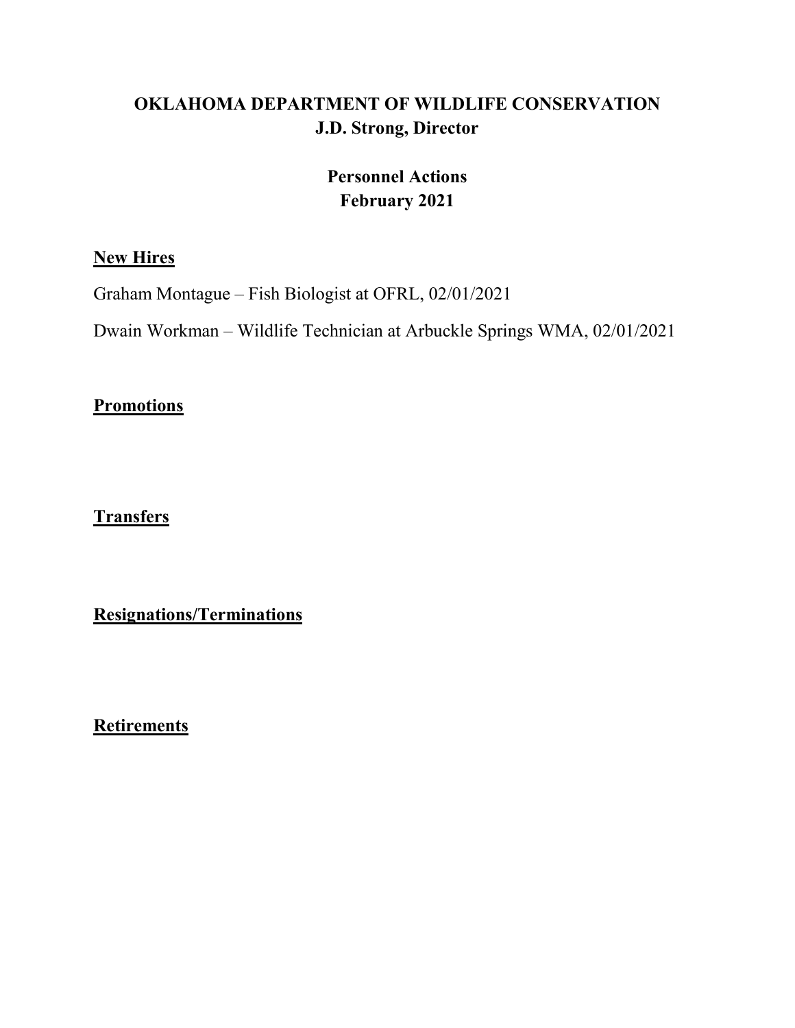# OKLAHOMA DEPARTMENT OF WILDLIFE CONSERVATION
## J.D. Strong, Director

## Personnel Actions
## February 2021

**New Hires**

Graham Montague – Fish Biologist at OFRL, 02/01/2021

Dwain Workman – Wildlife Technician at Arbuckle Springs WMA, 02/01/2021

**Promotions**

**Transfers**

**Resignations/Terminations**

**Retirements**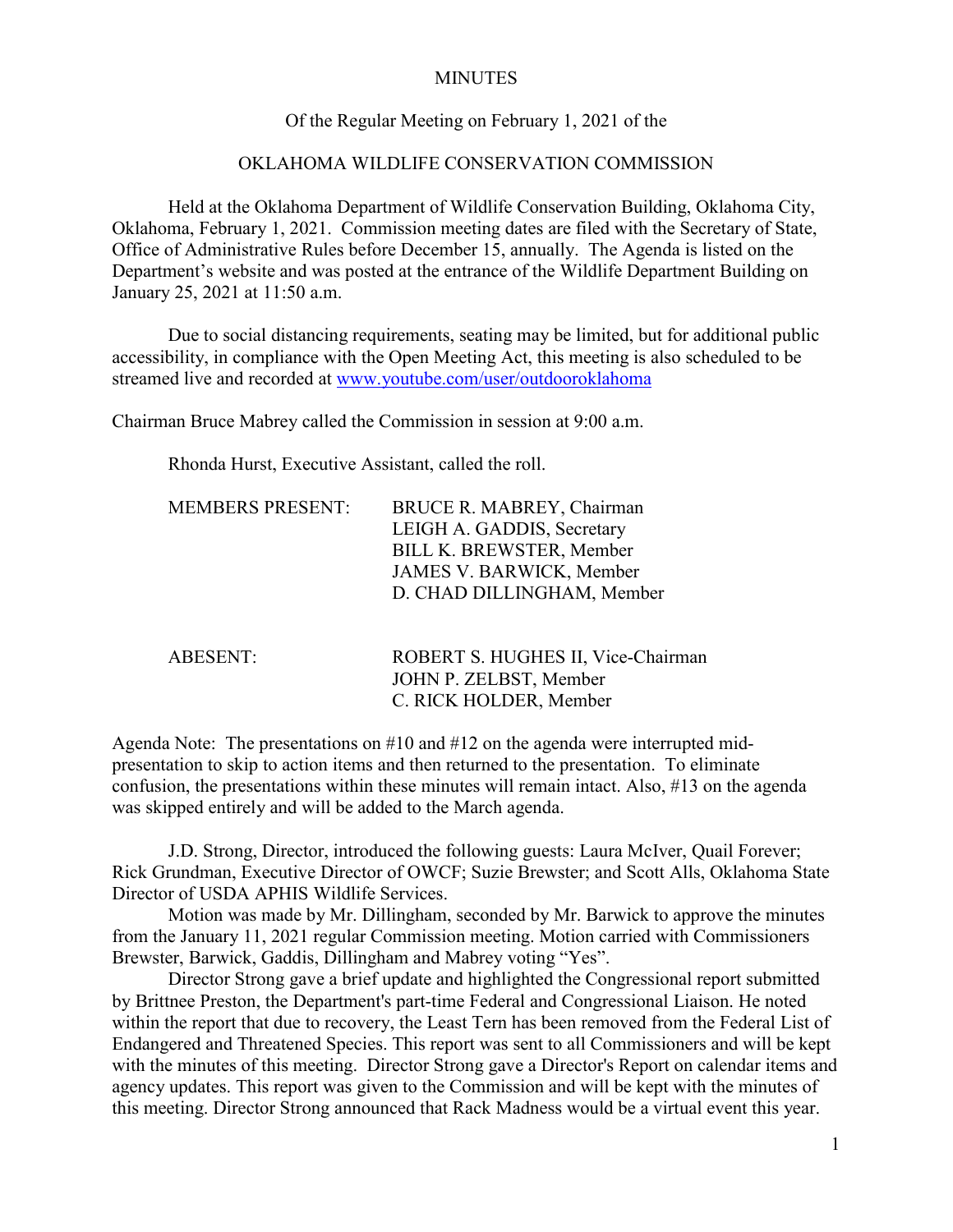MINUTES

Of the Regular Meeting on February 1, 2021 of the

OKLAHOMA WILDLIFE CONSERVATION COMMISSION

Held at the Oklahoma Department of Wildlife Conservation Building, Oklahoma City, Oklahoma, February 1, 2021. Commission meeting dates are filed with the Secretary of State, Office of Administrative Rules before December 15, annually. The Agenda is listed on the Department's website and was posted at the entrance of the Wildlife Department Building on January 25, 2021 at 11:50 a.m.

Due to social distancing requirements, seating may be limited, but for additional public accessibility, in compliance with the Open Meeting Act, this meeting is also scheduled to be streamed live and recorded at www.youtube.com/user/outdooroklahoma

Chairman Bruce Mabrey called the Commission in session at 9:00 a.m.

Rhonda Hurst, Executive Assistant, called the roll.

MEMBERS PRESENT:
BRUCE R. MABREY, Chairman
LEIGH A. GADDIS, Secretary
BILL K. BREWSTER, Member
JAMES V. BARWICK, Member
D. CHAD DILLINGHAM, Member

ABESENT:
ROBERT S. HUGHES II, Vice-Chairman
JOHN P. ZELBST, Member
C. RICK HOLDER, Member

Agenda Note: The presentations on #10 and #12 on the agenda were interrupted mid-presentation to skip to action items and then returned to the presentation. To eliminate confusion, the presentations within these minutes will remain intact. Also, #13 on the agenda was skipped entirely and will be added to the March agenda.

J.D. Strong, Director, introduced the following guests: Laura McIver, Quail Forever; Rick Grundman, Executive Director of OWCF; Suzie Brewster; and Scott Alls, Oklahoma State Director of USDA APHIS Wildlife Services.

Motion was made by Mr. Dillingham, seconded by Mr. Barwick to approve the minutes from the January 11, 2021 regular Commission meeting. Motion carried with Commissioners Brewster, Barwick, Gaddis, Dillingham and Mabrey voting "Yes".

Director Strong gave a brief update and highlighted the Congressional report submitted by Brittnee Preston, the Department's part-time Federal and Congressional Liaison. He noted within the report that due to recovery, the Least Tern has been removed from the Federal List of Endangered and Threatened Species. This report was sent to all Commissioners and will be kept with the minutes of this meeting. Director Strong gave a Director's Report on calendar items and agency updates. This report was given to the Commission and will be kept with the minutes of this meeting. Director Strong announced that Rack Madness would be a virtual event this year.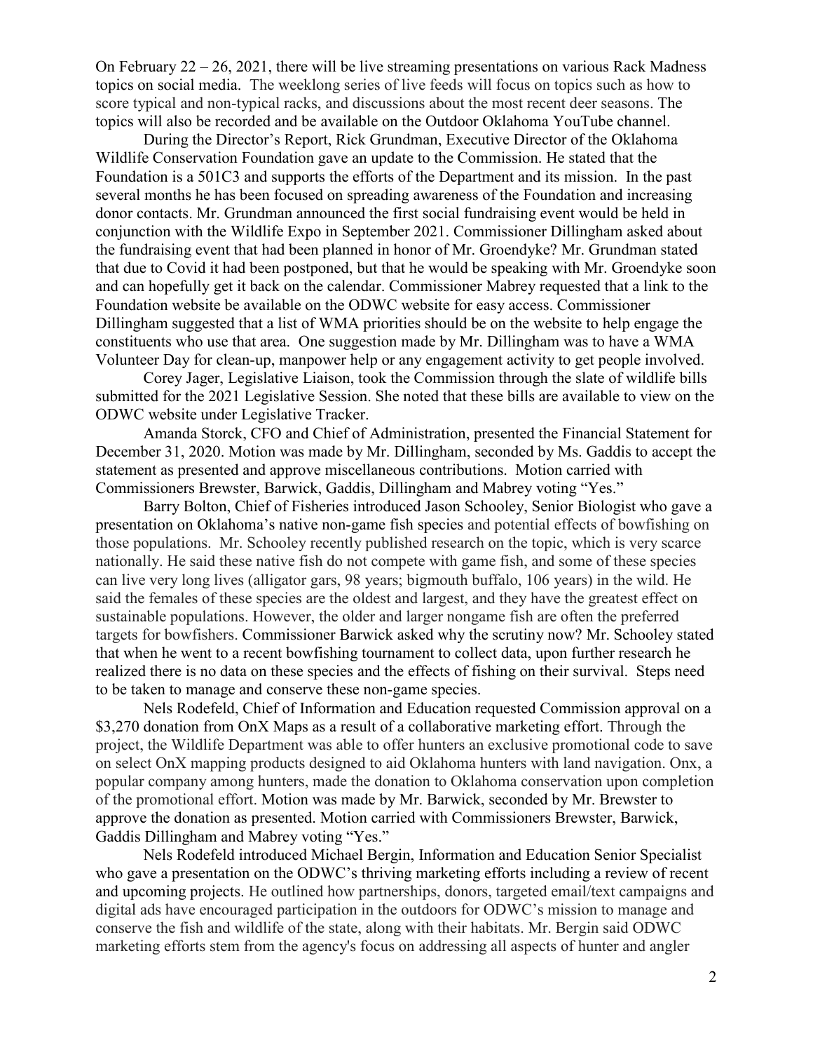On February 22 – 26, 2021, there will be live streaming presentations on various Rack Madness topics on social media. The weeklong series of live feeds will focus on topics such as how to score typical and non-typical racks, and discussions about the most recent deer seasons. The topics will also be recorded and be available on the Outdoor Oklahoma YouTube channel.

During the Director's Report, Rick Grundman, Executive Director of the Oklahoma Wildlife Conservation Foundation gave an update to the Commission. He stated that the Foundation is a 501C3 and supports the efforts of the Department and its mission. In the past several months he has been focused on spreading awareness of the Foundation and increasing donor contacts. Mr. Grundman announced the first social fundraising event would be held in conjunction with the Wildlife Expo in September 2021. Commissioner Dillingham asked about the fundraising event that had been planned in honor of Mr. Groendyke? Mr. Grundman stated that due to Covid it had been postponed, but that he would be speaking with Mr. Groendyke soon and can hopefully get it back on the calendar. Commissioner Mabrey requested that a link to the Foundation website be available on the ODWC website for easy access. Commissioner Dillingham suggested that a list of WMA priorities should be on the website to help engage the constituents who use that area. One suggestion made by Mr. Dillingham was to have a WMA Volunteer Day for clean-up, manpower help or any engagement activity to get people involved.

Corey Jager, Legislative Liaison, took the Commission through the slate of wildlife bills submitted for the 2021 Legislative Session. She noted that these bills are available to view on the ODWC website under Legislative Tracker.

Amanda Storck, CFO and Chief of Administration, presented the Financial Statement for December 31, 2020. Motion was made by Mr. Dillingham, seconded by Ms. Gaddis to accept the statement as presented and approve miscellaneous contributions. Motion carried with Commissioners Brewster, Barwick, Gaddis, Dillingham and Mabrey voting "Yes."

Barry Bolton, Chief of Fisheries introduced Jason Schooley, Senior Biologist who gave a presentation on Oklahoma's native non-game fish species and potential effects of bowfishing on those populations. Mr. Schooley recently published research on the topic, which is very scarce nationally. He said these native fish do not compete with game fish, and some of these species can live very long lives (alligator gars, 98 years; bigmouth buffalo, 106 years) in the wild. He said the females of these species are the oldest and largest, and they have the greatest effect on sustainable populations. However, the older and larger nongame fish are often the preferred targets for bowfishers. Commissioner Barwick asked why the scrutiny now? Mr. Schooley stated that when he went to a recent bowfishing tournament to collect data, upon further research he realized there is no data on these species and the effects of fishing on their survival. Steps need to be taken to manage and conserve these non-game species.

Nels Rodefeld, Chief of Information and Education requested Commission approval on a $3,270 donation from OnX Maps as a result of a collaborative marketing effort. Through the project, the Wildlife Department was able to offer hunters an exclusive promotional code to save on select OnX mapping products designed to aid Oklahoma hunters with land navigation. Onx, a popular company among hunters, made the donation to Oklahoma conservation upon completion of the promotional effort. Motion was made by Mr. Barwick, seconded by Mr. Brewster to approve the donation as presented. Motion carried with Commissioners Brewster, Barwick, Gaddis Dillingham and Mabrey voting "Yes."

Nels Rodefeld introduced Michael Bergin, Information and Education Senior Specialist who gave a presentation on the ODWC's thriving marketing efforts including a review of recent and upcoming projects. He outlined how partnerships, donors, targeted email/text campaigns and digital ads have encouraged participation in the outdoors for ODWC's mission to manage and conserve the fish and wildlife of the state, along with their habitats. Mr. Bergin said ODWC marketing efforts stem from the agency's focus on addressing all aspects of hunter and angler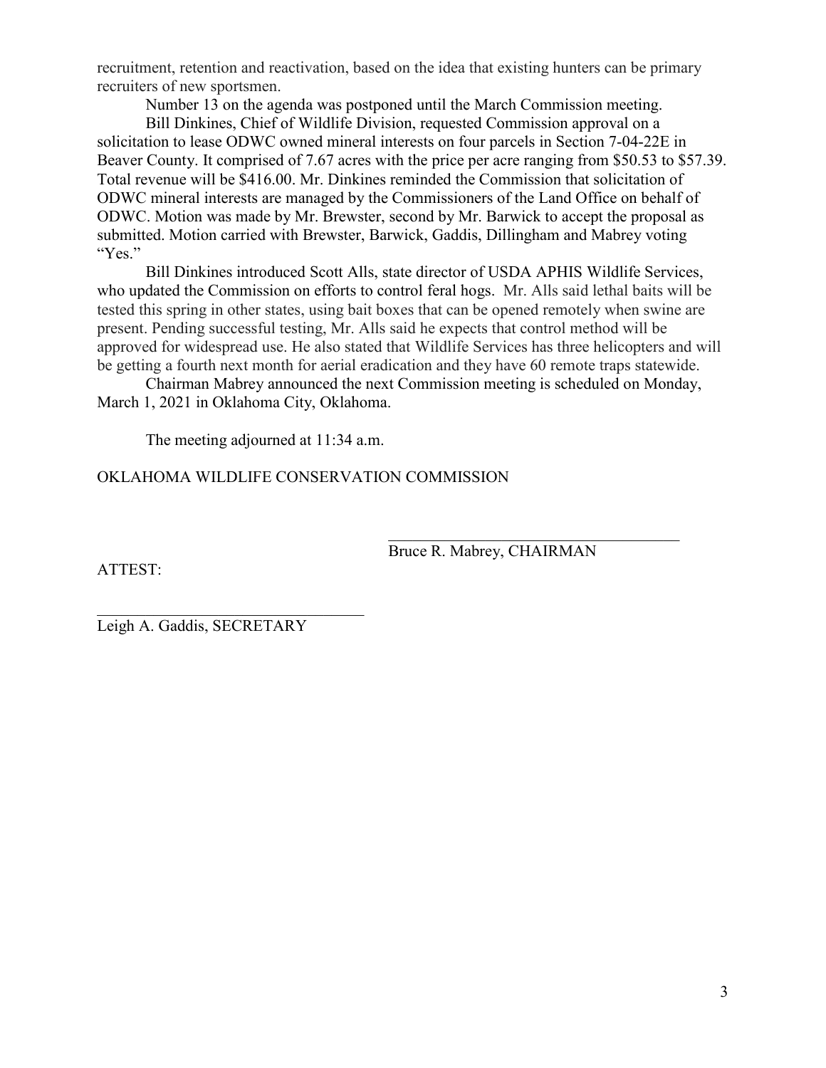recruitment, retention and reactivation, based on the idea that existing hunters can be primary recruiters of new sportsmen.

Number 13 on the agenda was postponed until the March Commission meeting.

Bill Dinkines, Chief of Wildlife Division, requested Commission approval on a solicitation to lease ODWC owned mineral interests on four parcels in Section 7-04-22E in Beaver County. It comprised of 7.67 acres with the price per acre ranging from $50.53 to $57.39. Total revenue will be $416.00. Mr. Dinkines reminded the Commission that solicitation of ODWC mineral interests are managed by the Commissioners of the Land Office on behalf of ODWC. Motion was made by Mr. Brewster, second by Mr. Barwick to accept the proposal as submitted. Motion carried with Brewster, Barwick, Gaddis, Dillingham and Mabrey voting "Yes."

Bill Dinkines introduced Scott Alls, state director of USDA APHIS Wildlife Services, who updated the Commission on efforts to control feral hogs. Mr. Alls said lethal baits will be tested this spring in other states, using bait boxes that can be opened remotely when swine are present. Pending successful testing, Mr. Alls said he expects that control method will be approved for widespread use. He also stated that Wildlife Services has three helicopters and will be getting a fourth next month for aerial eradication and they have 60 remote traps statewide.

Chairman Mabrey announced the next Commission meeting is scheduled on Monday, March 1, 2021 in Oklahoma City, Oklahoma.

The meeting adjourned at 11:34 a.m.

OKLAHOMA WILDLIFE CONSERVATION COMMISSION

\_\_\_\_\_\_\_\_\_\_\_\_\_\_\_\_\_\_\_\_\_\_\_\_\_\_\_\_\_\_\_\_\_\_\_\_\_\_

Bruce R. Mabrey, CHAIRMAN

ATTEST:

\_\_\_\_\_\_\_\_\_\_\_\_\_\_\_\_\_\_\_\_\_\_\_\_\_\_\_\_\_\_\_\_\_\_\_\_\_\_

Leigh A. Gaddis, SECRETARY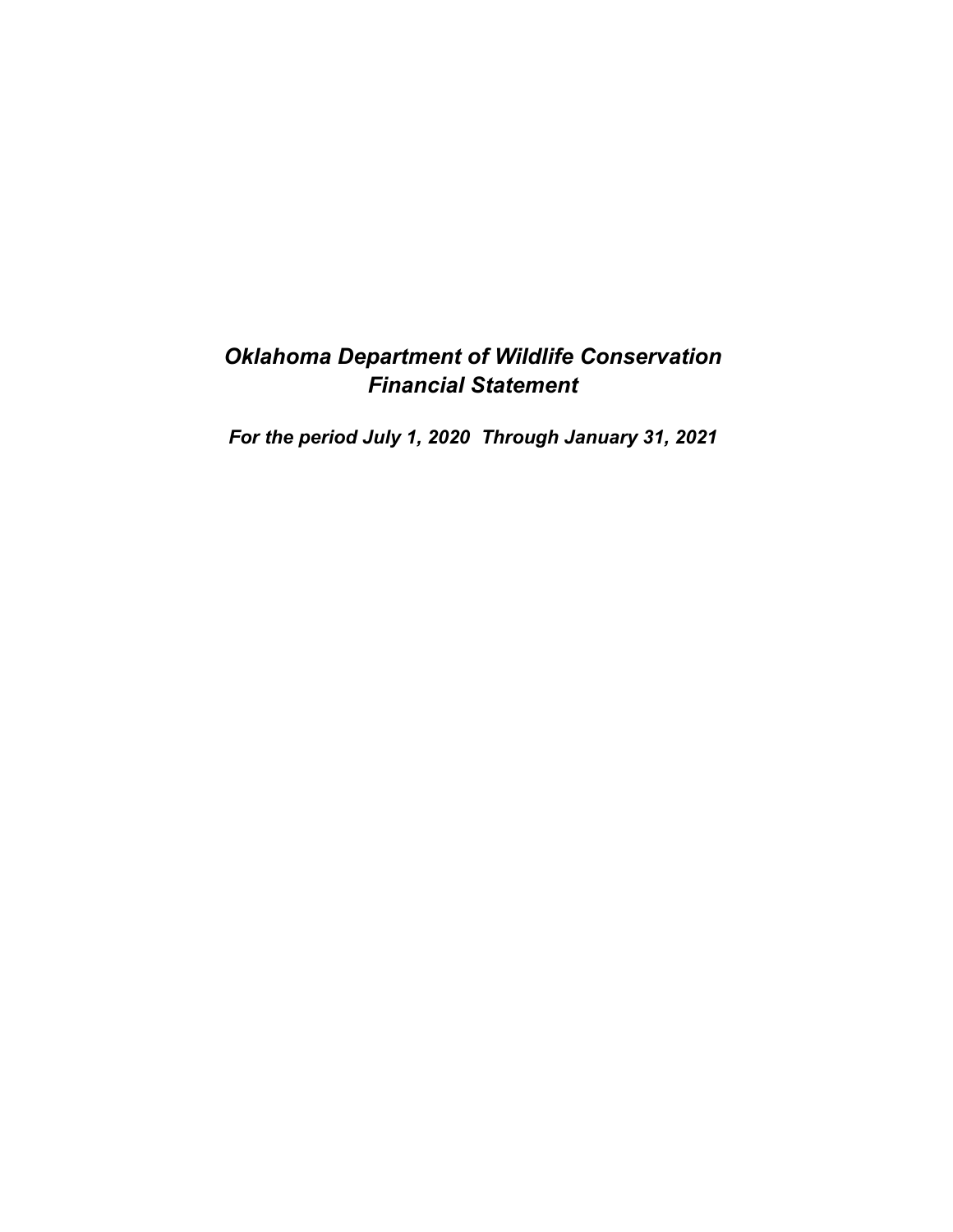# *Oklahoma Department of Wildlife Conservation*
# *Financial Statement*

***For the period July 1, 2020 Through January 31, 2021***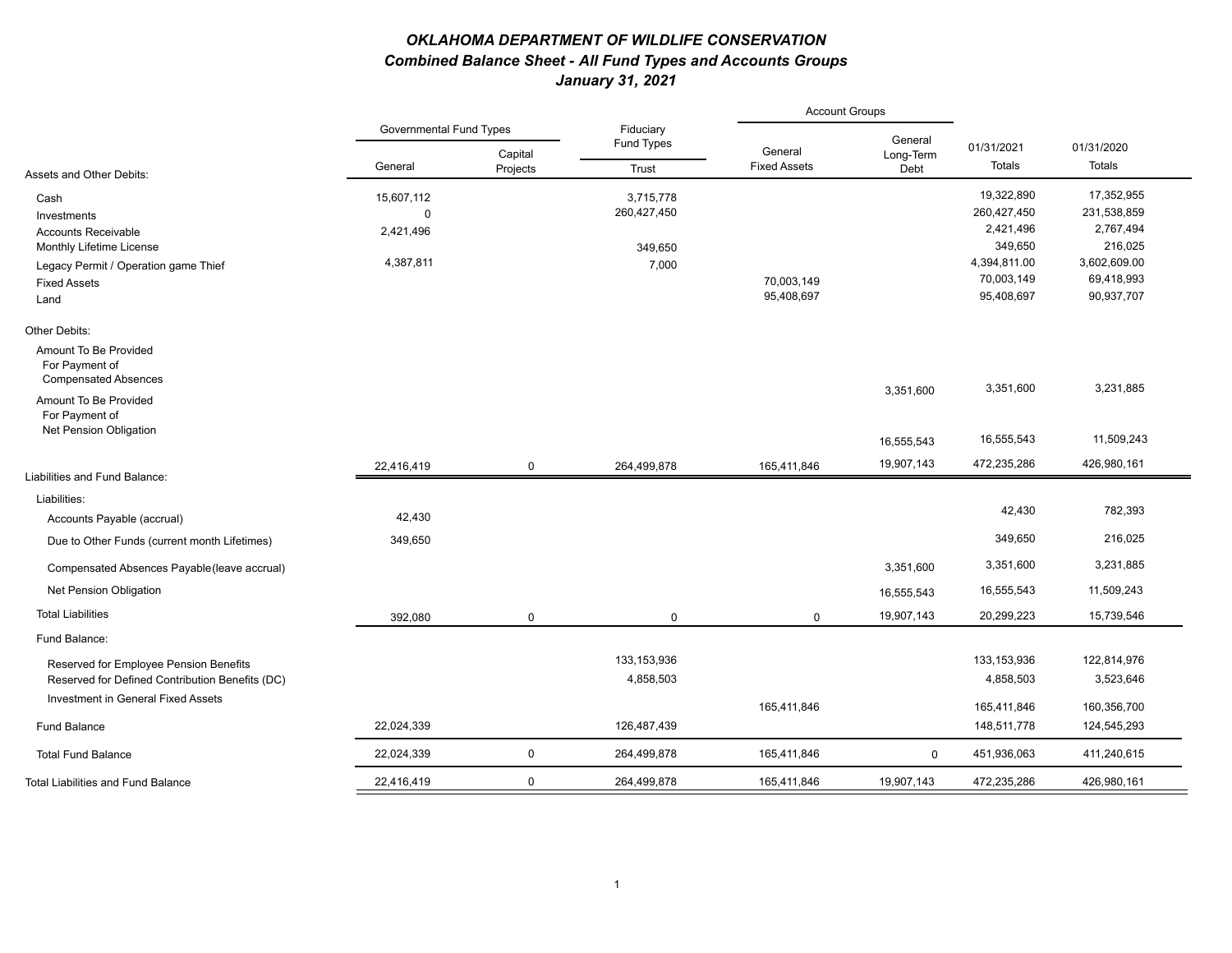# *OKLAHOMA DEPARTMENT OF WILDLIFE CONSERVATION*

## *Combined Balance Sheet - All Fund Types and Accounts Groups*

## *January 31, 2021*

| | Governmental Fund Types | | Fiduciary Fund Types | Account Groups | | | |
|---|---|---|---|---|---|---|---|
| Assets and Other Debits: | General | Capital Projects | Trust | General Fixed Assets | General Long-Term Debt | 01/31/2021 Totals | 01/31/2020 Totals |
| Cash | 15,607,112 | | 3,715,778 | | | 19,322,890 | 17,352,955 |
| Investments | 0 | | 260,427,450 | | | 260,427,450 | 231,538,859 |
| Accounts Receivable | 2,421,496 | | | | | 2,421,496 | 2,767,494 |
| Monthly Lifetime License | | | 349,650 | | | 349,650 | 216,025 |
| Legacy Permit / Operation game Thief | 4,387,811 | | 7,000 | | | 4,394,811.00 | 3,602,609.00 |
| Fixed Assets | | | | 70,003,149 | | 70,003,149 | 69,418,993 |
| Land | | | | 95,408,697 | | 95,408,697 | 90,937,707 |
| Other Debits: | | | | | | | |
| Amount To Be Provided For Payment of Compensated Absences | | | | | 3,351,600 | 3,351,600 | 3,231,885 |
| Amount To Be Provided For Payment of Net Pension Obligation | | | | | 16,555,543 | 16,555,543 | 11,509,243 |
| | 22,416,419 | 0 | 264,499,878 | 165,411,846 | 19,907,143 | 472,235,286 | 426,980,161 |
| Liabilities and Fund Balance: | | | | | | | |
| Liabilities: | | | | | | | |
| Accounts Payable (accrual) | 42,430 | | | | | 42,430 | 782,393 |
| Due to Other Funds (current month Lifetimes) | 349,650 | | | | | 349,650 | 216,025 |
| Compensated Absences Payable(leave accrual) | | | | | 3,351,600 | 3,351,600 | 3,231,885 |
| Net Pension Obligation | | | | | 16,555,543 | 16,555,543 | 11,509,243 |
| Total Liabilities | 392,080 | 0 | 0 | 0 | 19,907,143 | 20,299,223 | 15,739,546 |
| Fund Balance: | | | | | | | |
| Reserved for Employee Pension Benefits | | | 133,153,936 | | | 133,153,936 | 122,814,976 |
| Reserved for Defined Contribution Benefits (DC) | | | 4,858,503 | | | 4,858,503 | 3,523,646 |
| Investment in General Fixed Assets | | | | 165,411,846 | | 165,411,846 | 160,356,700 |
| Fund Balance | 22,024,339 | | 126,487,439 | | | 148,511,778 | 124,545,293 |
| Total Fund Balance | 22,024,339 | 0 | 264,499,878 | 165,411,846 | 0 | 451,936,063 | 411,240,615 |
| Total Liabilities and Fund Balance | 22,416,419 | 0 | 264,499,878 | 165,411,846 | 19,907,143 | 472,235,286 | 426,980,161 |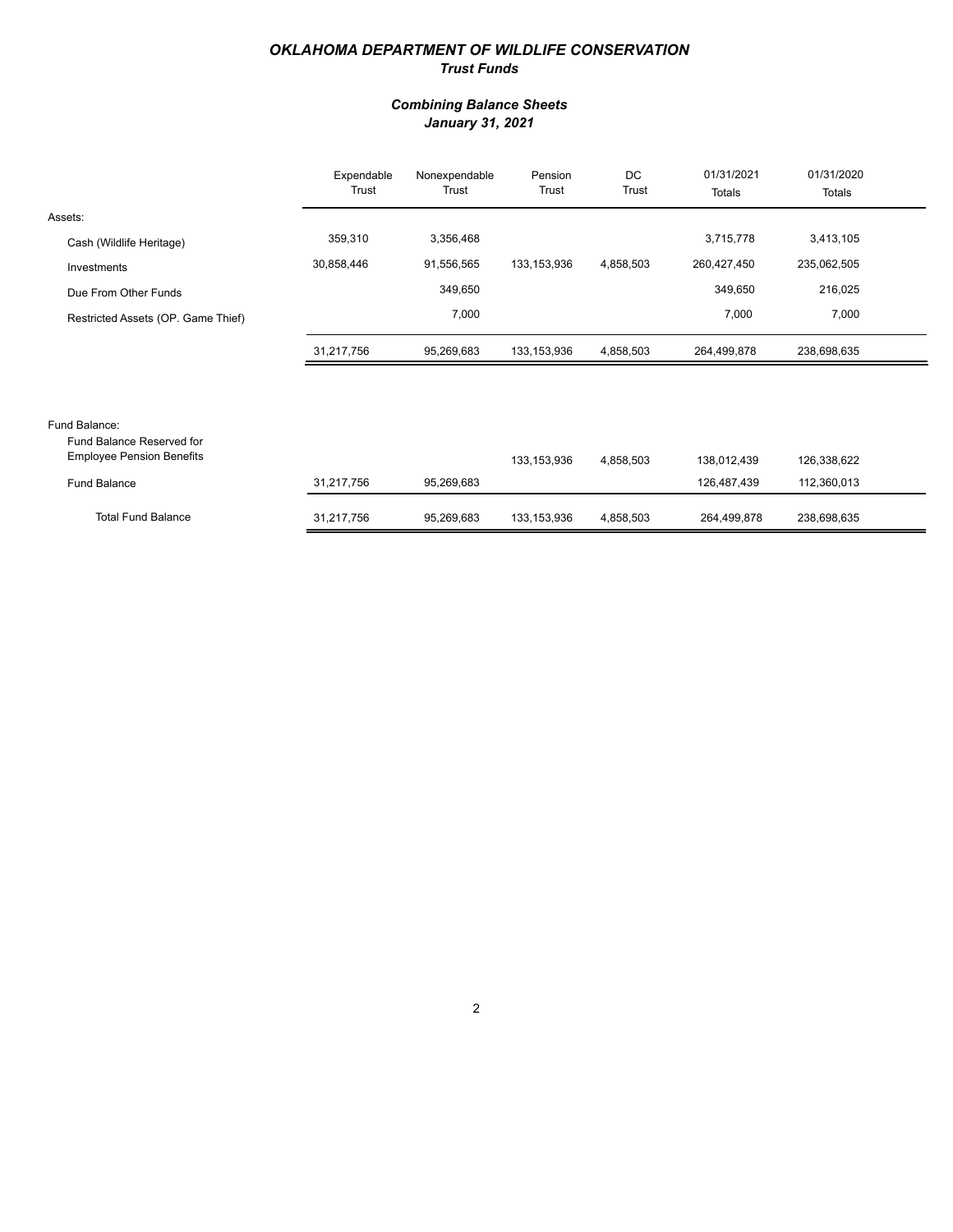# *OKLAHOMA DEPARTMENT OF WILDLIFE CONSERVATION*
## *Trust Funds*

### *Combining Balance Sheets*
### *January 31, 2021*

| | Expendable Trust | Nonexpendable Trust | Pension Trust | DC Trust | 01/31/2021 Totals | 01/31/2020 Totals |
|---|---|---|---|---|---|---|
| Assets: | | | | | | |
| Cash (Wildlife Heritage) | 359,310 | 3,356,468 | | | 3,715,778 | 3,413,105 |
| Investments | 30,858,446 | 91,556,565 | 133,153,936 | 4,858,503 | 260,427,450 | 235,062,505 |
| Due From Other Funds | | 349,650 | | | 349,650 | 216,025 |
| Restricted Assets (OP. Game Thief) | | 7,000 | | | 7,000 | 7,000 |
| | 31,217,756 | 95,269,683 | 133,153,936 | 4,858,503 | 264,499,878 | 238,698,635 |
| Fund Balance: | | | | | | |
| Fund Balance Reserved for Employee Pension Benefits | | | 133,153,936 | 4,858,503 | 138,012,439 | 126,338,622 |
| Fund Balance | 31,217,756 | 95,269,683 | | | 126,487,439 | 112,360,013 |
| Total Fund Balance | 31,217,756 | 95,269,683 | 133,153,936 | 4,858,503 | 264,499,878 | 238,698,635 |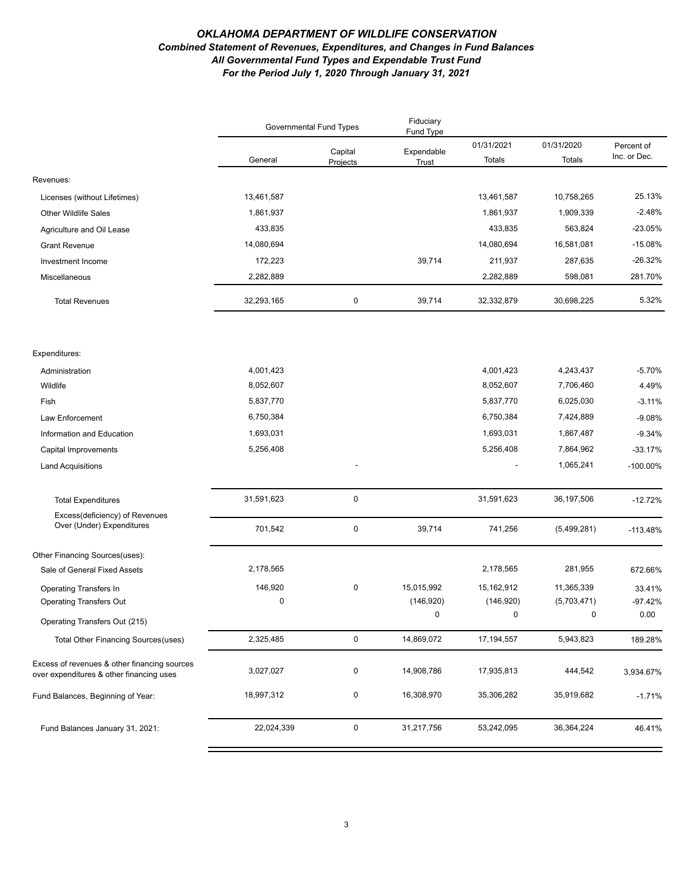# *OKLAHOMA DEPARTMENT OF WILDLIFE CONSERVATION*

## *Combined Statement of Revenues, Expenditures, and Changes in Fund Balances*

### *All Governmental Fund Types and Expendable Trust Fund*

### *For the Period July 1, 2020 Through January 31, 2021*

| | Governmental Fund Types | | Fiduciary Fund Type | | | |
|---|---|---|---|---|---|---|
| | General | Capital Projects | Expendable Trust | 01/31/2021 Totals | 01/31/2020 Totals | Percent of Inc. or Dec. |
| Revenues: | | | | | | |
| Licenses (without Lifetimes) | 13,461,587 | | | 13,461,587 | 10,758,265 | 25.13% |
| Other Wildlife Sales | 1,861,937 | | | 1,861,937 | 1,909,339 | -2.48% |
| Agriculture and Oil Lease | 433,835 | | | 433,835 | 563,824 | -23.05% |
| Grant Revenue | 14,080,694 | | | 14,080,694 | 16,581,081 | -15.08% |
| Investment Income | 172,223 | | 39,714 | 211,937 | 287,635 | -26.32% |
| Miscellaneous | 2,282,889 | | | 2,282,889 | 598,081 | 281.70% |
| Total Revenues | 32,293,165 | 0 | 39,714 | 32,332,879 | 30,698,225 | 5.32% |
| Expenditures: | | | | | | |
| Administration | 4,001,423 | | | 4,001,423 | 4,243,437 | -5.70% |
| Wildlife | 8,052,607 | | | 8,052,607 | 7,706,460 | 4.49% |
| Fish | 5,837,770 | | | 5,837,770 | 6,025,030 | -3.11% |
| Law Enforcement | 6,750,384 | | | 6,750,384 | 7,424,889 | -9.08% |
| Information and Education | 1,693,031 | | | 1,693,031 | 1,867,487 | -9.34% |
| Capital Improvements | 5,256,408 | | | 5,256,408 | 7,864,962 | -33.17% |
| Land Acquisitions | | - | | - | 1,065,241 | -100.00% |
| Total Expenditures | 31,591,623 | 0 | | 31,591,623 | 36,197,506 | -12.72% |
| Excess(deficiency) of Revenues Over (Under) Expenditures | 701,542 | 0 | 39,714 | 741,256 | (5,499,281) | -113.48% |
| Other Financing Sources(uses): | | | | | | |
| Sale of General Fixed Assets | 2,178,565 | | | 2,178,565 | 281,955 | 672.66% |
| Operating Transfers In | 146,920 | 0 | 15,015,992 | 15,162,912 | 11,365,339 | 33.41% |
| Operating Transfers Out | 0 | | (146,920) | (146,920) | (5,703,471) | -97.42% |
| Operating Transfers Out (215) | | | 0 | 0 | 0 | 0.00 |
| Total Other Financing Sources(uses) | 2,325,485 | 0 | 14,869,072 | 17,194,557 | 5,943,823 | 189.28% |
| Excess of revenues & other financing sources over expenditures & other financing uses | 3,027,027 | 0 | 14,908,786 | 17,935,813 | 444,542 | 3,934.67% |
| Fund Balances, Beginning of Year: | 18,997,312 | 0 | 16,308,970 | 35,306,282 | 35,919,682 | -1.71% |
| Fund Balances January 31, 2021: | 22,024,339 | 0 | 31,217,756 | 53,242,095 | 36,364,224 | 46.41% |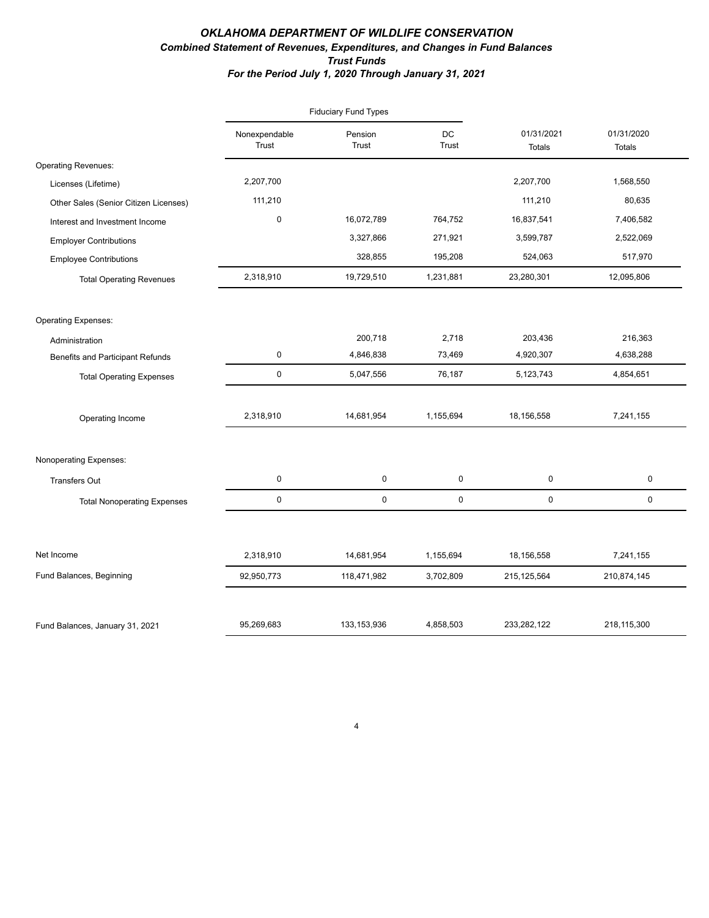# *OKLAHOMA DEPARTMENT OF WILDLIFE CONSERVATION*

## *Combined Statement of Revenues, Expenditures, and Changes in Fund Balances*

### *Trust Funds*

### *For the Period July 1, 2020 Through January 31, 2021*

| | Fiduciary Fund Types | | | | |
|---|---|---|---|---|---|
| | Nonexpendable Trust | Pension Trust | DC Trust | 01/31/2021 Totals | 01/31/2020 Totals |
| Operating Revenues: | | | | | |
| Licenses (Lifetime) | 2,207,700 | | | 2,207,700 | 1,568,550 |
| Other Sales (Senior Citizen Licenses) | 111,210 | | | 111,210 | 80,635 |
| Interest and Investment Income | 0 | 16,072,789 | 764,752 | 16,837,541 | 7,406,582 |
| Employer Contributions | | 3,327,866 | 271,921 | 3,599,787 | 2,522,069 |
| Employee Contributions | | 328,855 | 195,208 | 524,063 | 517,970 |
| Total Operating Revenues | 2,318,910 | 19,729,510 | 1,231,881 | 23,280,301 | 12,095,806 |
| Operating Expenses: | | | | | |
| Administration | | 200,718 | 2,718 | 203,436 | 216,363 |
| Benefits and Participant Refunds | 0 | 4,846,838 | 73,469 | 4,920,307 | 4,638,288 |
| Total Operating Expenses | 0 | 5,047,556 | 76,187 | 5,123,743 | 4,854,651 |
| Operating Income | 2,318,910 | 14,681,954 | 1,155,694 | 18,156,558 | 7,241,155 |
| Nonoperating Expenses: | | | | | |
| Transfers Out | 0 | 0 | 0 | 0 | 0 |
| Total Nonoperating Expenses | 0 | 0 | 0 | 0 | 0 |
| Net Income | 2,318,910 | 14,681,954 | 1,155,694 | 18,156,558 | 7,241,155 |
| Fund Balances, Beginning | 92,950,773 | 118,471,982 | 3,702,809 | 215,125,564 | 210,874,145 |
| Fund Balances, January 31, 2021 | 95,269,683 | 133,153,936 | 4,858,503 | 233,282,122 | 218,115,300 |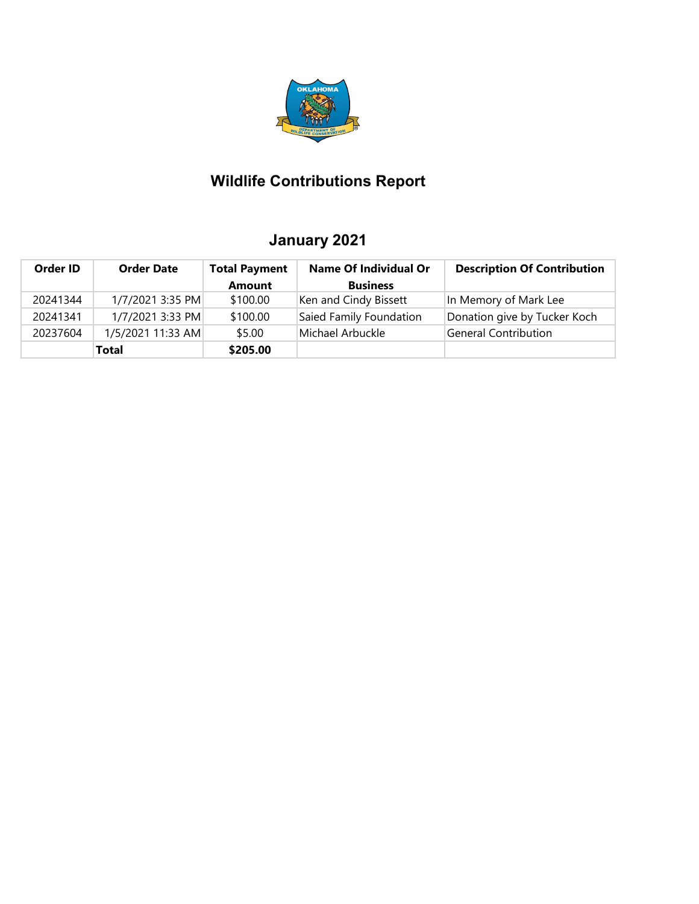# Wildlife Contributions Report

## January 2021

| Order ID | Order Date | Total Payment Amount | Name Of Individual Or Business | Description Of Contribution |
|---|---|---|---|---|
| 20241344 | 1/7/2021 3:35 PM | $100.00 | Ken and Cindy Bissett | In Memory of Mark Lee |
| 20241341 | 1/7/2021 3:33 PM | $100.00 | Saied Family Foundation | Donation give by Tucker Koch |
| 20237604 | 1/5/2021 11:33 AM | $5.00 | Michael Arbuckle | General Contribution |
| | **Total** | **$205.00** | | |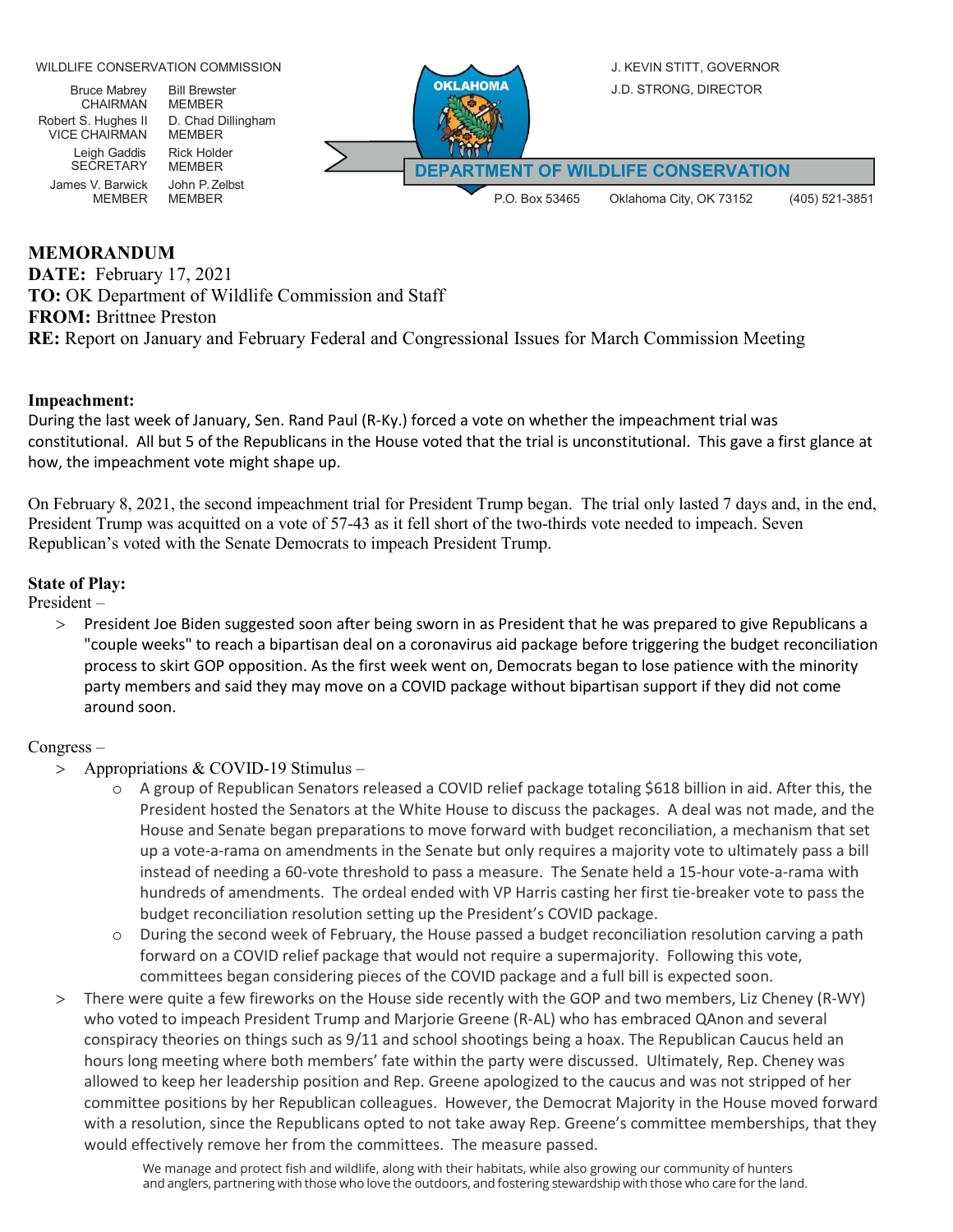WILDLIFE CONSERVATION COMMISSION

| | |
|---|---|
| Bruce Mabrey CHAIRMAN | Bill Brewster MEMBER |
| Robert S. Hughes II VICE CHAIRMAN | D. Chad Dillingham MEMBER |
| Leigh Gaddis SECRETARY | Rick Holder MEMBER |
| James V. Barwick MEMBER | John P. Zelbst MEMBER |

J. KEVIN STITT, GOVERNOR
J.D. STRONG, DIRECTOR

OKLAHOMA

**DEPARTMENT OF WILDLIFE CONSERVATION**

P.O. Box 53465 Oklahoma City, OK 73152 (405) 521-3851

**MEMORANDUM**
**DATE:** February 17, 2021
**TO:** OK Department of Wildlife Commission and Staff
**FROM:** Brittnee Preston
**RE:** Report on January and February Federal and Congressional Issues for March Commission Meeting

**Impeachment:**
During the last week of January, Sen. Rand Paul (R-Ky.) forced a vote on whether the impeachment trial was constitutional. All but 5 of the Republicans in the House voted that the trial is unconstitutional. This gave a first glance at how, the impeachment vote might shape up.

On February 8, 2021, the second impeachment trial for President Trump began. The trial only lasted 7 days and, in the end, President Trump was acquitted on a vote of 57-43 as it fell short of the two-thirds vote needed to impeach. Seven Republican's voted with the Senate Democrats to impeach President Trump.

**State of Play:**
President –

- President Joe Biden suggested soon after being sworn in as President that he was prepared to give Republicans a "couple weeks" to reach a bipartisan deal on a coronavirus aid package before triggering the budget reconciliation process to skirt GOP opposition. As the first week went on, Democrats began to lose patience with the minority party members and said they may move on a COVID package without bipartisan support if they did not come around soon.

Congress –

- Appropriations & COVID-19 Stimulus –
  - A group of Republican Senators released a COVID relief package totaling $618 billion in aid. After this, the President hosted the Senators at the White House to discuss the packages. A deal was not made, and the House and Senate began preparations to move forward with budget reconciliation, a mechanism that set up a vote-a-rama on amendments in the Senate but only requires a majority vote to ultimately pass a bill instead of needing a 60-vote threshold to pass a measure. The Senate held a 15-hour vote-a-rama with hundreds of amendments. The ordeal ended with VP Harris casting her first tie-breaker vote to pass the budget reconciliation resolution setting up the President's COVID package.
  - During the second week of February, the House passed a budget reconciliation resolution carving a path forward on a COVID relief package that would not require a supermajority. Following this vote, committees began considering pieces of the COVID package and a full bill is expected soon.
- There were quite a few fireworks on the House side recently with the GOP and two members, Liz Cheney (R-WY) who voted to impeach President Trump and Marjorie Greene (R-AL) who has embraced QAnon and several conspiracy theories on things such as 9/11 and school shootings being a hoax. The Republican Caucus held an hours long meeting where both members' fate within the party were discussed. Ultimately, Rep. Cheney was allowed to keep her leadership position and Rep. Greene apologized to the caucus and was not stripped of her committee positions by her Republican colleagues. However, the Democrat Majority in the House moved forward with a resolution, since the Republicans opted to not take away Rep. Greene's committee memberships, that they would effectively remove her from the committees. The measure passed.

We manage and protect fish and wildlife, along with their habitats, while also growing our community of hunters and anglers, partnering with those who love the outdoors, and fostering stewardship with those who care for the land.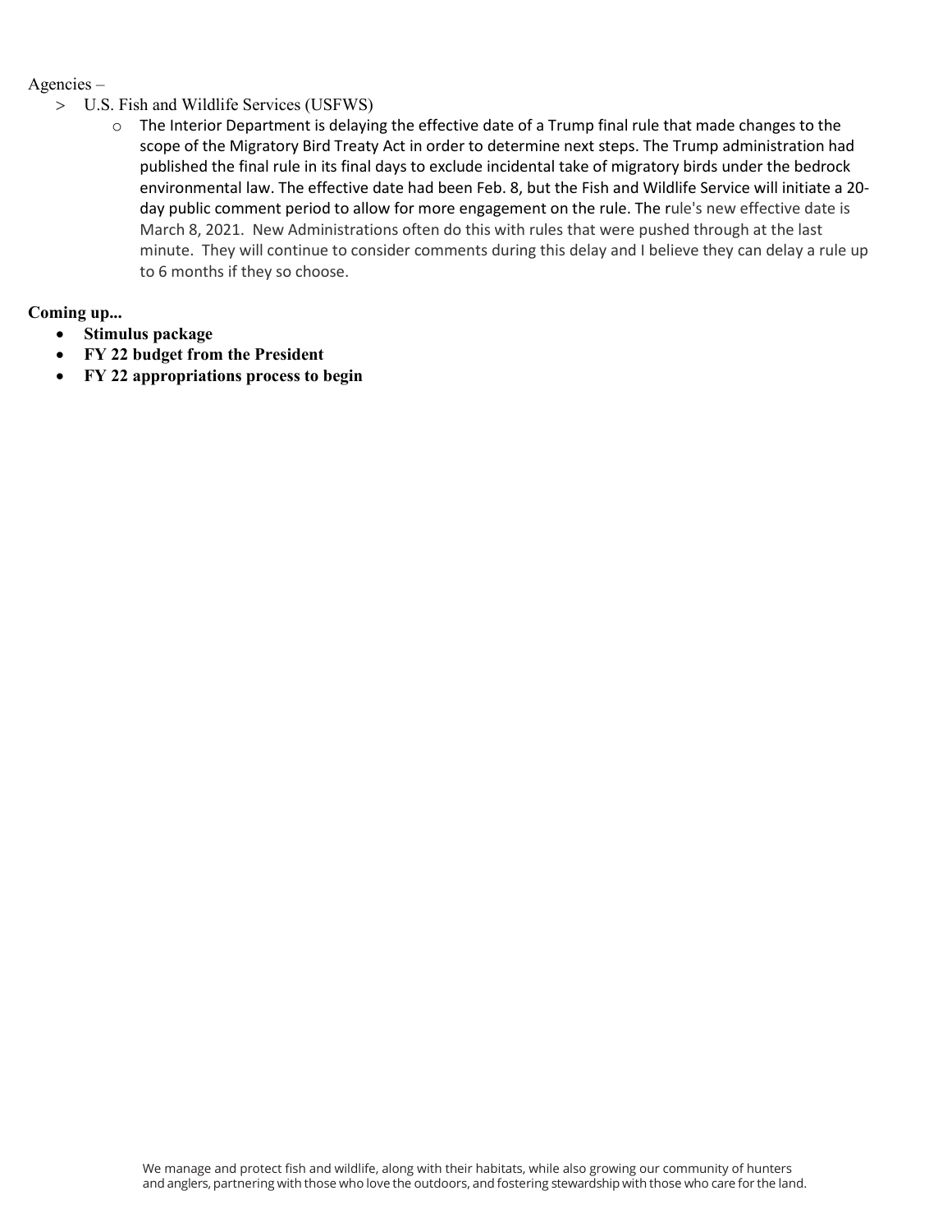Agencies –

- U.S. Fish and Wildlife Services (USFWS)
    - The Interior Department is delaying the effective date of a Trump final rule that made changes to the scope of the Migratory Bird Treaty Act in order to determine next steps. The Trump administration had published the final rule in its final days to exclude incidental take of migratory birds under the bedrock environmental law. The effective date had been Feb. 8, but the Fish and Wildlife Service will initiate a 20-day public comment period to allow for more engagement on the rule. The rule's new effective date is March 8, 2021. New Administrations often do this with rules that were pushed through at the last minute. They will continue to consider comments during this delay and I believe they can delay a rule up to 6 months if they so choose.

**Coming up...**

- **Stimulus package**
- **FY 22 budget from the President**
- **FY 22 appropriations process to begin**

We manage and protect fish and wildlife, along with their habitats, while also growing our community of hunters and anglers, partnering with those who love the outdoors, and fostering stewardship with those who care for the land.